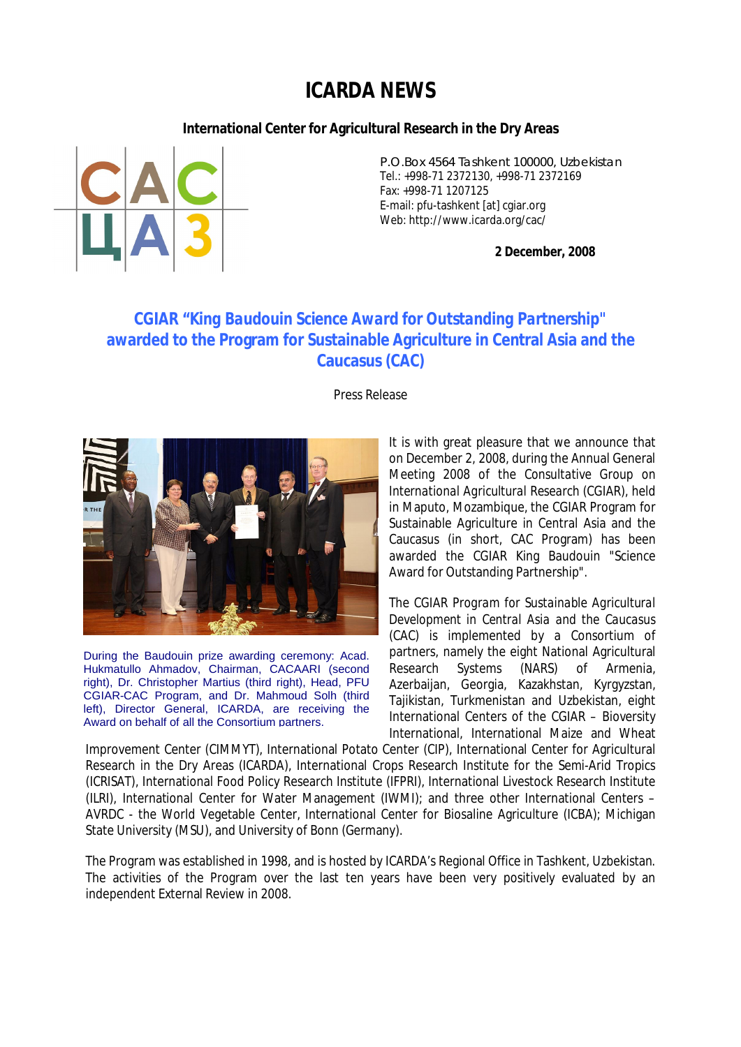# ICARDA NEWS

**International Center for Agricultural Research in the Dry Areas**

P.O.Box 4564 Tashkent 100000, Uzbekistan
Tel.: +998-71 2372130, +998-71 2372169
Fax: +998-71 1207125
E-mail: pfu-tashkent [at] cgiar.org
Web: http://www.icarda.org/cac/

**2 December, 2008**

## CGIAR "King Baudouin Science Award for Outstanding Partnership" awarded to the Program for Sustainable Agriculture in Central Asia and the Caucasus (CAC)

Press Release

During the Baudouin prize awarding ceremony: Acad. Hukmatullo Ahmadov, Chairman, CACAARI (second right), Dr. Christopher Martius (third right), Head, PFU CGIAR-CAC Program, and Dr. Mahmoud Solh (third left), Director General, ICARDA, are receiving the Award on behalf of all the Consortium partners.

It is with great pleasure that we announce that on December 2, 2008, during the Annual General Meeting 2008 of the Consultative Group on International Agricultural Research (CGIAR), held in Maputo, Mozambique, the CGIAR Program for Sustainable Agriculture in Central Asia and the Caucasus (in short, CAC Program) has been awarded the CGIAR King Baudouin "Science Award for Outstanding Partnership".

The CGIAR Program for Sustainable Agricultural Development in Central Asia and the Caucasus (CAC) is implemented by a Consortium of partners, namely the eight National Agricultural Research Systems (NARS) of Armenia, Azerbaijan, Georgia, Kazakhstan, Kyrgyzstan, Tajikistan, Turkmenistan and Uzbekistan, eight International Centers of the CGIAR – Bioversity International, International Maize and Wheat Improvement Center (CIMMYT), International Potato Center (CIP), International Center for Agricultural Research in the Dry Areas (ICARDA), International Crops Research Institute for the Semi-Arid Tropics (ICRISAT), International Food Policy Research Institute (IFPRI), International Livestock Research Institute (ILRI), International Center for Water Management (IWMI); and three other International Centers – AVRDC - the World Vegetable Center, International Center for Biosaline Agriculture (ICBA); Michigan State University (MSU), and University of Bonn (Germany).

The Program was established in 1998, and is hosted by ICARDA's Regional Office in Tashkent, Uzbekistan. The activities of the Program over the last ten years have been very positively evaluated by an independent External Review in 2008.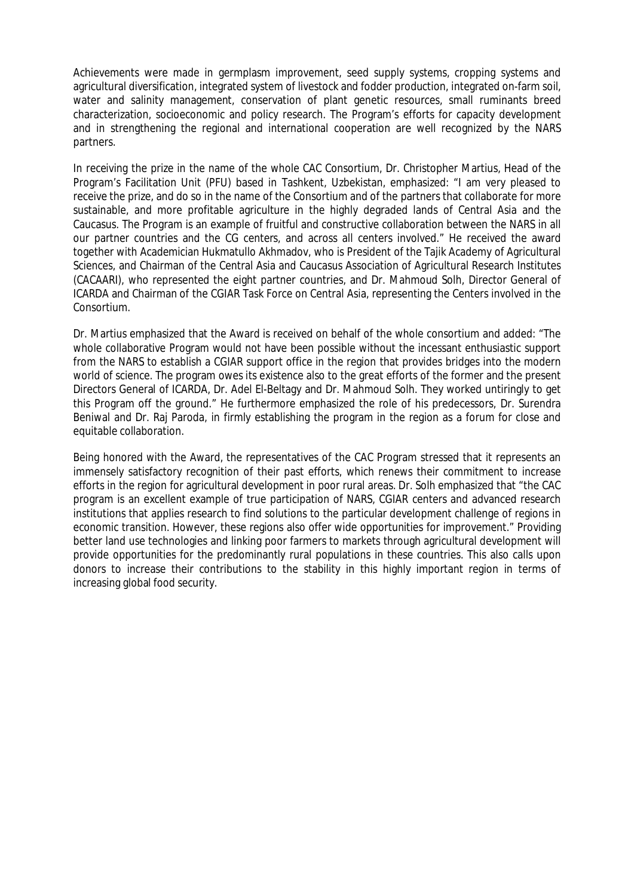Achievements were made in germplasm improvement, seed supply systems, cropping systems and agricultural diversification, integrated system of livestock and fodder production, integrated on-farm soil, water and salinity management, conservation of plant genetic resources, small ruminants breed characterization, socioeconomic and policy research. The Program's efforts for capacity development and in strengthening the regional and international cooperation are well recognized by the NARS partners.

In receiving the prize in the name of the whole CAC Consortium, Dr. Christopher Martius, Head of the Program's Facilitation Unit (PFU) based in Tashkent, Uzbekistan, emphasized: "I am very pleased to receive the prize, and do so in the name of the Consortium and of the partners that collaborate for more sustainable, and more profitable agriculture in the highly degraded lands of Central Asia and the Caucasus. The Program is an example of fruitful and constructive collaboration between the NARS in all our partner countries and the CG centers, and across all centers involved." He received the award together with Academician Hukmatullo Akhmadov, who is President of the Tajik Academy of Agricultural Sciences, and Chairman of the Central Asia and Caucasus Association of Agricultural Research Institutes (CACAARI), who represented the eight partner countries, and Dr. Mahmoud Solh, Director General of ICARDA and Chairman of the CGIAR Task Force on Central Asia, representing the Centers involved in the Consortium.

Dr. Martius emphasized that the Award is received on behalf of the whole consortium and added: "The whole collaborative Program would not have been possible without the incessant enthusiastic support from the NARS to establish a CGIAR support office in the region that provides bridges into the modern world of science. The program owes its existence also to the great efforts of the former and the present Directors General of ICARDA, Dr. Adel El-Beltagy and Dr. Mahmoud Solh. They worked untiringly to get this Program off the ground." He furthermore emphasized the role of his predecessors, Dr. Surendra Beniwal and Dr. Raj Paroda, in firmly establishing the program in the region as a forum for close and equitable collaboration.

Being honored with the Award, the representatives of the CAC Program stressed that it represents an immensely satisfactory recognition of their past efforts, which renews their commitment to increase efforts in the region for agricultural development in poor rural areas. Dr. Solh emphasized that "the CAC program is an excellent example of true participation of NARS, CGIAR centers and advanced research institutions that applies research to find solutions to the particular development challenge of regions in economic transition. However, these regions also offer wide opportunities for improvement." Providing better land use technologies and linking poor farmers to markets through agricultural development will provide opportunities for the predominantly rural populations in these countries. This also calls upon donors to increase their contributions to the stability in this highly important region in terms of increasing global food security.